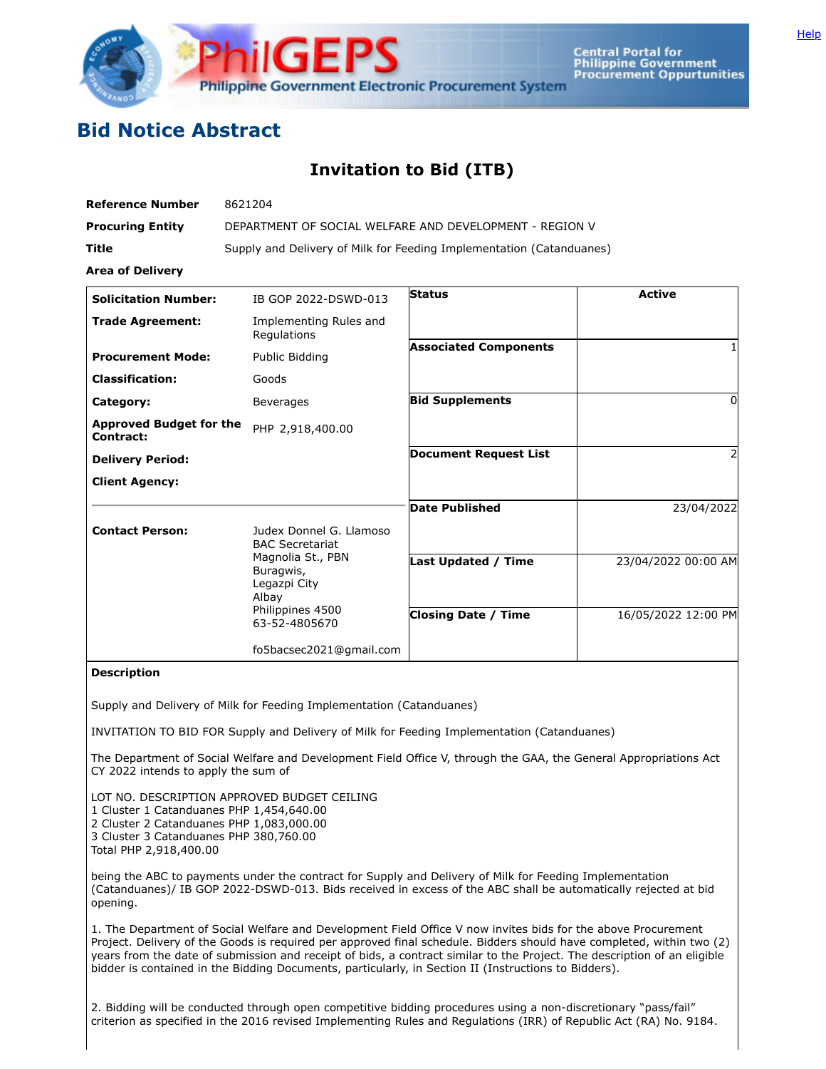# Bid Notice Abstract

## Invitation to Bid (ITB)

**Reference Number** 8621204

**Procuring Entity** DEPARTMENT OF SOCIAL WELFARE AND DEVELOPMENT - REGION V

**Title** Supply and Delivery of Milk for Feeding Implementation (Catanduanes)

**Area of Delivery**

| | | | |
|---|---|---|---|
| **Solicitation Number:** | IB GOP 2022-DSWD-013 | **Status** | Active |
| **Trade Agreement:** | Implementing Rules and Regulations | **Associated Components** | 1 |
| **Procurement Mode:** | Public Bidding | **Bid Supplements** | 0 |
| **Classification:** | Goods | **Document Request List** | 2 |
| **Category:** | Beverages | **Date Published** | 23/04/2022 |
| **Approved Budget for the Contract:** | PHP 2,918,400.00 | **Last Updated / Time** | 23/04/2022 00:00 AM |
| **Delivery Period:** | | **Closing Date / Time** | 16/05/2022 12:00 PM |
| **Client Agency:** | | | |
| **Contact Person:** | Judex Donnel G. Llamoso<br>BAC Secretariat<br>Magnolia St., PBN<br>Buragwis,<br>Legazpi City<br>Albay<br>Philippines 4500<br>63-52-4805670<br><br>fo5bacsec2021@gmail.com | | |

**Description**

Supply and Delivery of Milk for Feeding Implementation (Catanduanes)

INVITATION TO BID FOR Supply and Delivery of Milk for Feeding Implementation (Catanduanes)

The Department of Social Welfare and Development Field Office V, through the GAA, the General Appropriations Act CY 2022 intends to apply the sum of

LOT NO. DESCRIPTION APPROVED BUDGET CEILING
1 Cluster 1 Catanduanes PHP 1,454,640.00
2 Cluster 2 Catanduanes PHP 1,083,000.00
3 Cluster 3 Catanduanes PHP 380,760.00
Total PHP 2,918,400.00

being the ABC to payments under the contract for Supply and Delivery of Milk for Feeding Implementation (Catanduanes)/ IB GOP 2022-DSWD-013. Bids received in excess of the ABC shall be automatically rejected at bid opening.

1. The Department of Social Welfare and Development Field Office V now invites bids for the above Procurement Project. Delivery of the Goods is required per approved final schedule. Bidders should have completed, within two (2) years from the date of submission and receipt of bids, a contract similar to the Project. The description of an eligible bidder is contained in the Bidding Documents, particularly, in Section II (Instructions to Bidders).

2. Bidding will be conducted through open competitive bidding procedures using a non-discretionary "pass/fail" criterion as specified in the 2016 revised Implementing Rules and Regulations (IRR) of Republic Act (RA) No. 9184.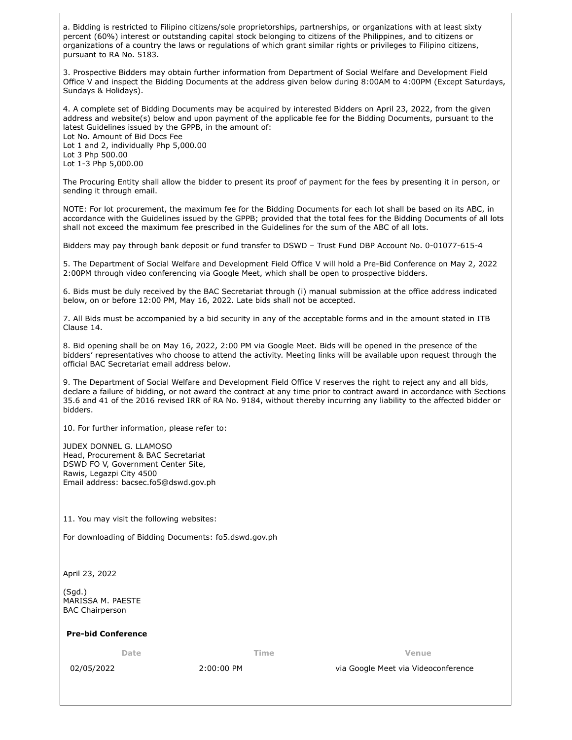a. Bidding is restricted to Filipino citizens/sole proprietorships, partnerships, or organizations with at least sixty percent (60%) interest or outstanding capital stock belonging to citizens of the Philippines, and to citizens or organizations of a country the laws or regulations of which grant similar rights or privileges to Filipino citizens, pursuant to RA No. 5183.

3. Prospective Bidders may obtain further information from Department of Social Welfare and Development Field Office V and inspect the Bidding Documents at the address given below during 8:00AM to 4:00PM (Except Saturdays, Sundays & Holidays).

4. A complete set of Bidding Documents may be acquired by interested Bidders on April 23, 2022, from the given address and website(s) below and upon payment of the applicable fee for the Bidding Documents, pursuant to the latest Guidelines issued by the GPPB, in the amount of:
Lot No. Amount of Bid Docs Fee
Lot 1 and 2, individually Php 5,000.00
Lot 3 Php 500.00
Lot 1-3 Php 5,000.00

The Procuring Entity shall allow the bidder to present its proof of payment for the fees by presenting it in person, or sending it through email.

NOTE: For lot procurement, the maximum fee for the Bidding Documents for each lot shall be based on its ABC, in accordance with the Guidelines issued by the GPPB; provided that the total fees for the Bidding Documents of all lots shall not exceed the maximum fee prescribed in the Guidelines for the sum of the ABC of all lots.

Bidders may pay through bank deposit or fund transfer to DSWD – Trust Fund DBP Account No. 0-01077-615-4

5. The Department of Social Welfare and Development Field Office V will hold a Pre-Bid Conference on May 2, 2022 2:00PM through video conferencing via Google Meet, which shall be open to prospective bidders.

6. Bids must be duly received by the BAC Secretariat through (i) manual submission at the office address indicated below, on or before 12:00 PM, May 16, 2022. Late bids shall not be accepted.

7. All Bids must be accompanied by a bid security in any of the acceptable forms and in the amount stated in ITB Clause 14.

8. Bid opening shall be on May 16, 2022, 2:00 PM via Google Meet. Bids will be opened in the presence of the bidders' representatives who choose to attend the activity. Meeting links will be available upon request through the official BAC Secretariat email address below.

9. The Department of Social Welfare and Development Field Office V reserves the right to reject any and all bids, declare a failure of bidding, or not award the contract at any time prior to contract award in accordance with Sections 35.6 and 41 of the 2016 revised IRR of RA No. 9184, without thereby incurring any liability to the affected bidder or bidders.

10. For further information, please refer to:

JUDEX DONNEL G. LLAMOSO
Head, Procurement & BAC Secretariat
DSWD FO V, Government Center Site,
Rawis, Legazpi City 4500
Email address: bacsec.fo5@dswd.gov.ph

11. You may visit the following websites:

For downloading of Bidding Documents: fo5.dswd.gov.ph

April 23, 2022

(Sgd.)
MARISSA M. PAESTE
BAC Chairperson

**Pre-bid Conference**

| Date | Time | Venue |
|---|---|---|
| 02/05/2022 | 2:00:00 PM | via Google Meet via Videoconference |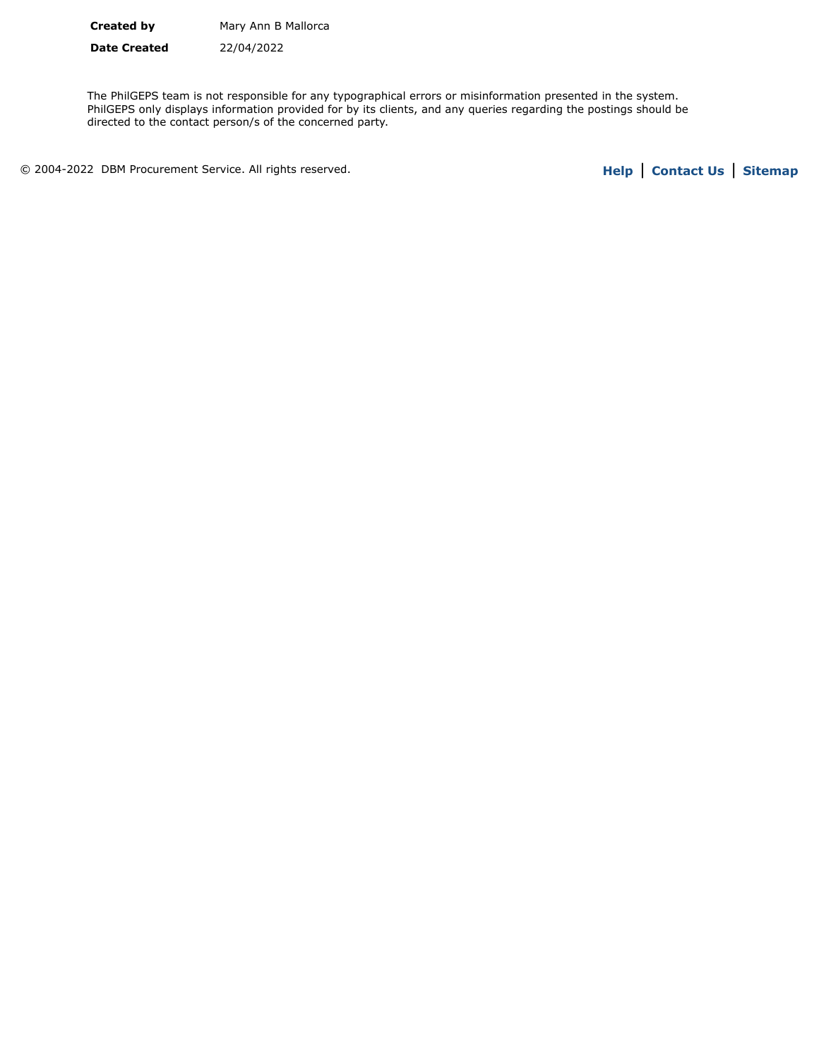| | |
|---|---|
| **Created by** | Mary Ann B Mallorca |
| **Date Created** | 22/04/2022 |

The PhilGEPS team is not responsible for any typographical errors or misinformation presented in the system. PhilGEPS only displays information provided for by its clients, and any queries regarding the postings should be directed to the contact person/s of the concerned party.

© 2004-2022 DBM Procurement Service. All rights reserved.

**Help** | **Contact Us** | **Sitemap**